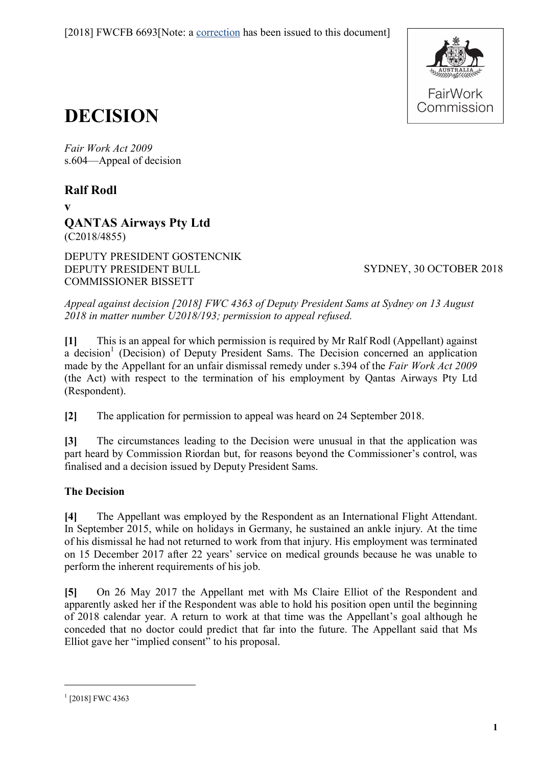[2018] FWCFB 6693[Note: a correction has been issued to this document]

FairWork Commission

# DECISION

*Fair Work Act 2009*
s.604—Appeal of decision

**Ralf Rodl**

**v**

**QANTAS Airways Pty Ltd**
(C2018/4855)

DEPUTY PRESIDENT GOSTENCNIK
DEPUTY PRESIDENT BULL
COMMISSIONER BISSETT

SYDNEY, 30 OCTOBER 2018

*Appeal against decision [2018] FWC 4363 of Deputy President Sams at Sydney on 13 August 2018 in matter number U2018/193; permission to appeal refused.*

**[1]** This is an appeal for which permission is required by Mr Ralf Rodl (Appellant) against a decision[1] (Decision) of Deputy President Sams. The Decision concerned an application made by the Appellant for an unfair dismissal remedy under s.394 of the *Fair Work Act 2009* (the Act) with respect to the termination of his employment by Qantas Airways Pty Ltd (Respondent).

**[2]** The application for permission to appeal was heard on 24 September 2018.

**[3]** The circumstances leading to the Decision were unusual in that the application was part heard by Commission Riordan but, for reasons beyond the Commissioner's control, was finalised and a decision issued by Deputy President Sams.

### The Decision

**[4]** The Appellant was employed by the Respondent as an International Flight Attendant. In September 2015, while on holidays in Germany, he sustained an ankle injury. At the time of his dismissal he had not returned to work from that injury. His employment was terminated on 15 December 2017 after 22 years' service on medical grounds because he was unable to perform the inherent requirements of his job.

**[5]** On 26 May 2017 the Appellant met with Ms Claire Elliot of the Respondent and apparently asked her if the Respondent was able to hold his position open until the beginning of 2018 calendar year. A return to work at that time was the Appellant's goal although he conceded that no doctor could predict that far into the future. The Appellant said that Ms Elliot gave her "implied consent" to his proposal.

---

[1] [2018] FWC 4363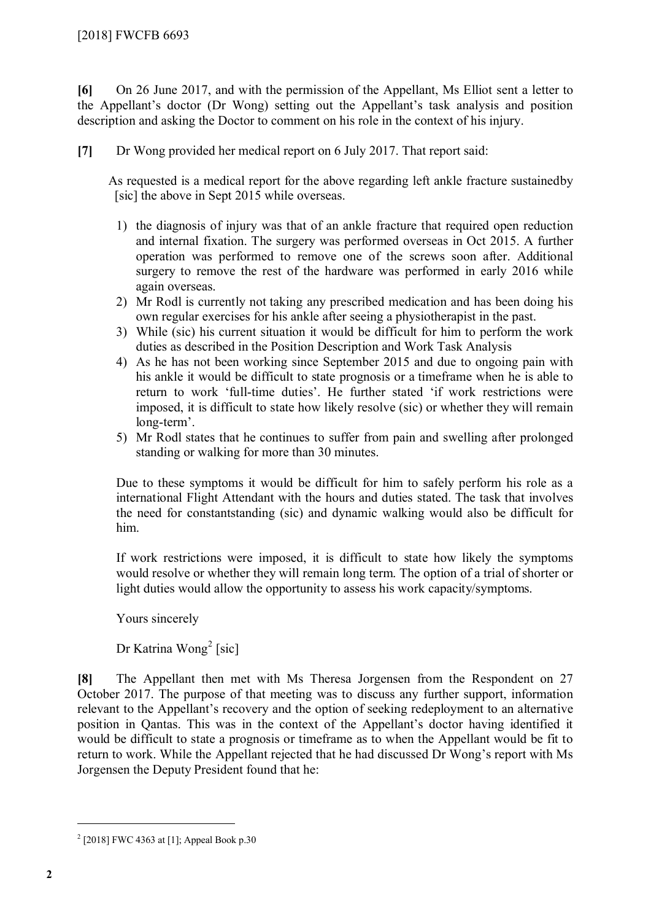**[6]** On 26 June 2017, and with the permission of the Appellant, Ms Elliot sent a letter to the Appellant's doctor (Dr Wong) setting out the Appellant's task analysis and position description and asking the Doctor to comment on his role in the context of his injury.

**[7]** Dr Wong provided her medical report on 6 July 2017. That report said:

> As requested is a medical report for the above regarding left ankle fracture sustainedby [sic] the above in Sept 2015 while overseas.
>
> 1) the diagnosis of injury was that of an ankle fracture that required open reduction and internal fixation. The surgery was performed overseas in Oct 2015. A further operation was performed to remove one of the screws soon after. Additional surgery to remove the rest of the hardware was performed in early 2016 while again overseas.
> 2) Mr Rodl is currently not taking any prescribed medication and has been doing his own regular exercises for his ankle after seeing a physiotherapist in the past.
> 3) While (sic) his current situation it would be difficult for him to perform the work duties as described in the Position Description and Work Task Analysis
> 4) As he has not been working since September 2015 and due to ongoing pain with his ankle it would be difficult to state prognosis or a timeframe when he is able to return to work 'full-time duties'. He further stated 'if work restrictions were imposed, it is difficult to state how likely resolve (sic) or whether they will remain long-term'.
> 5) Mr Rodl states that he continues to suffer from pain and swelling after prolonged standing or walking for more than 30 minutes.
>
> Due to these symptoms it would be difficult for him to safely perform his role as a international Flight Attendant with the hours and duties stated. The task that involves the need for constantstanding (sic) and dynamic walking would also be difficult for him.
>
> If work restrictions were imposed, it is difficult to state how likely the symptoms would resolve or whether they will remain long term. The option of a trial of shorter or light duties would allow the opportunity to assess his work capacity/symptoms.
>
> Yours sincerely
>
> Dr Katrina Wong[2] [sic]

**[8]** The Appellant then met with Ms Theresa Jorgensen from the Respondent on 27 October 2017. The purpose of that meeting was to discuss any further support, information relevant to the Appellant's recovery and the option of seeking redeployment to an alternative position in Qantas. This was in the context of the Appellant's doctor having identified it would be difficult to state a prognosis or timeframe as to when the Appellant would be fit to return to work. While the Appellant rejected that he had discussed Dr Wong's report with Ms Jorgensen the Deputy President found that he:

---

[2] [2018] FWC 4363 at [1]; Appeal Book p.30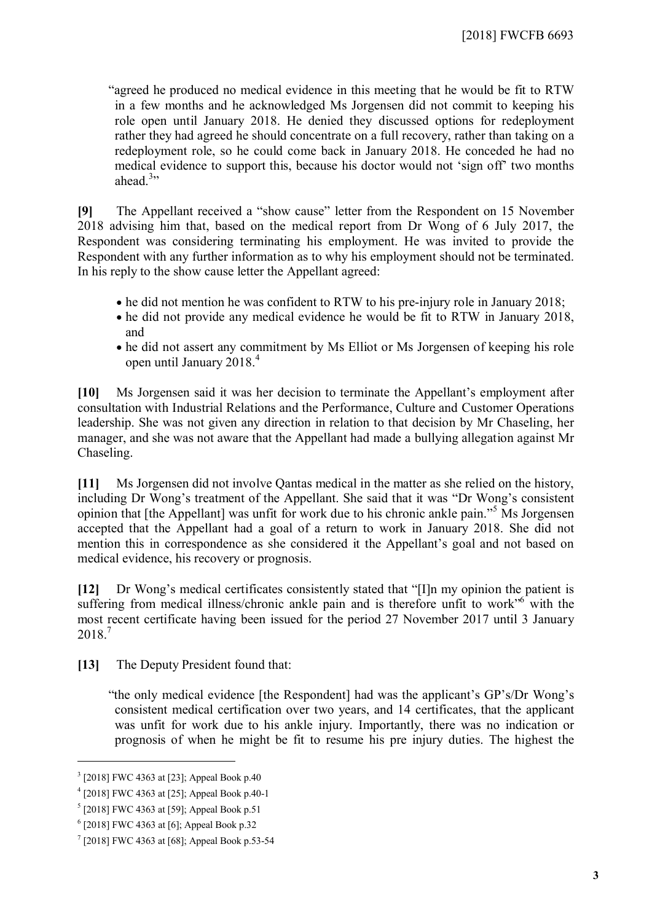"agreed he produced no medical evidence in this meeting that he would be fit to RTW in a few months and he acknowledged Ms Jorgensen did not commit to keeping his role open until January 2018. He denied they discussed options for redeployment rather they had agreed he should concentrate on a full recovery, rather than taking on a redeployment role, so he could come back in January 2018. He conceded he had no medical evidence to support this, because his doctor would not 'sign off' two months ahead.[3]"

**[9]** The Appellant received a "show cause" letter from the Respondent on 15 November 2018 advising him that, based on the medical report from Dr Wong of 6 July 2017, the Respondent was considering terminating his employment. He was invited to provide the Respondent with any further information as to why his employment should not be terminated. In his reply to the show cause letter the Appellant agreed:

- he did not mention he was confident to RTW to his pre-injury role in January 2018;
- he did not provide any medical evidence he would be fit to RTW in January 2018, and
- he did not assert any commitment by Ms Elliot or Ms Jorgensen of keeping his role open until January 2018.[4]

**[10]** Ms Jorgensen said it was her decision to terminate the Appellant's employment after consultation with Industrial Relations and the Performance, Culture and Customer Operations leadership. She was not given any direction in relation to that decision by Mr Chaseling, her manager, and she was not aware that the Appellant had made a bullying allegation against Mr Chaseling.

**[11]** Ms Jorgensen did not involve Qantas medical in the matter as she relied on the history, including Dr Wong's treatment of the Appellant. She said that it was "Dr Wong's consistent opinion that [the Appellant] was unfit for work due to his chronic ankle pain."[5] Ms Jorgensen accepted that the Appellant had a goal of a return to work in January 2018. She did not mention this in correspondence as she considered it the Appellant's goal and not based on medical evidence, his recovery or prognosis.

**[12]** Dr Wong's medical certificates consistently stated that "[I]n my opinion the patient is suffering from medical illness/chronic ankle pain and is therefore unfit to work"[6] with the most recent certificate having been issued for the period 27 November 2017 until 3 January 2018.[7]

**[13]** The Deputy President found that:

"the only medical evidence [the Respondent] had was the applicant's GP's/Dr Wong's consistent medical certification over two years, and 14 certificates, that the applicant was unfit for work due to his ankle injury. Importantly, there was no indication or prognosis of when he might be fit to resume his pre injury duties. The highest the

---

[3] [2018] FWC 4363 at [23]; Appeal Book p.40

[4] [2018] FWC 4363 at [25]; Appeal Book p.40-1

[5] [2018] FWC 4363 at [59]; Appeal Book p.51

[6] [2018] FWC 4363 at [6]; Appeal Book p.32

[7] [2018] FWC 4363 at [68]; Appeal Book p.53-54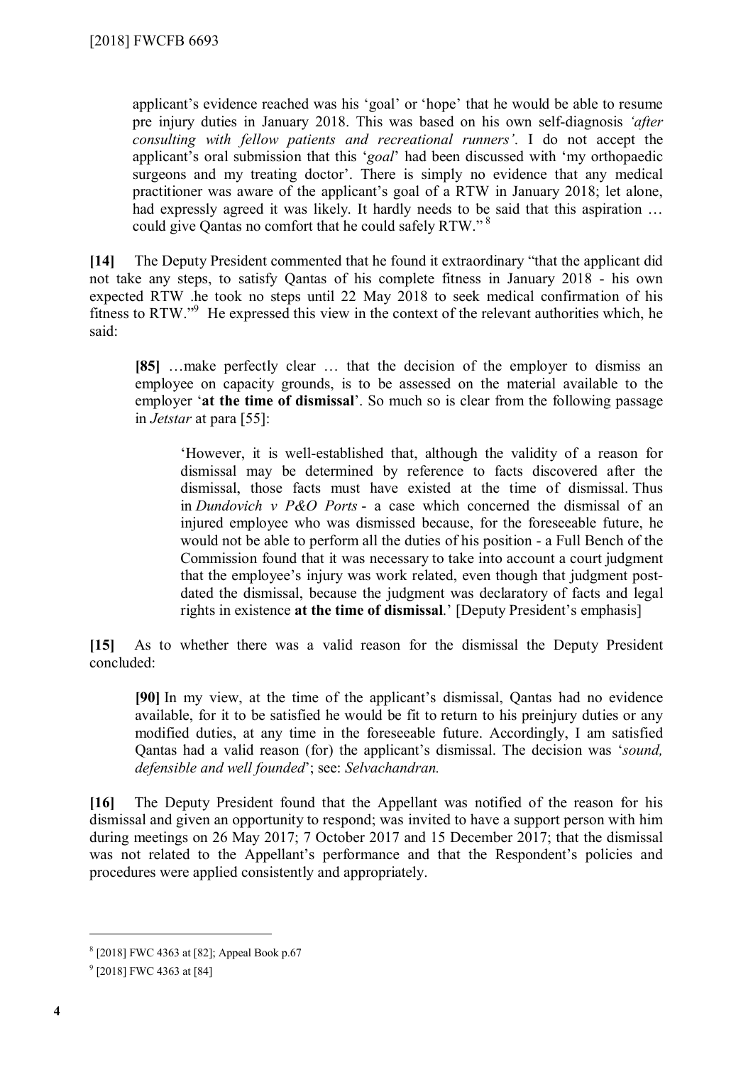applicant's evidence reached was his 'goal' or 'hope' that he would be able to resume pre injury duties in January 2018. This was based on his own self-diagnosis *'after consulting with fellow patients and recreational runners'*. I do not accept the applicant's oral submission that this '*goal*' had been discussed with 'my orthopaedic surgeons and my treating doctor'. There is simply no evidence that any medical practitioner was aware of the applicant's goal of a RTW in January 2018; let alone, had expressly agreed it was likely. It hardly needs to be said that this aspiration … could give Qantas no comfort that he could safely RTW." [8]

**[14]** The Deputy President commented that he found it extraordinary "that the applicant did not take any steps, to satisfy Qantas of his complete fitness in January 2018 - his own expected RTW .he took no steps until 22 May 2018 to seek medical confirmation of his fitness to RTW."[9] He expressed this view in the context of the relevant authorities which, he said:

> **[85]** …make perfectly clear … that the decision of the employer to dismiss an employee on capacity grounds, is to be assessed on the material available to the employer '**at the time of dismissal**'. So much so is clear from the following passage in *Jetstar* at para [55]:
>
> > 'However, it is well-established that, although the validity of a reason for dismissal may be determined by reference to facts discovered after the dismissal, those facts must have existed at the time of dismissal. Thus in *Dundovich v P&O Ports* - a case which concerned the dismissal of an injured employee who was dismissed because, for the foreseeable future, he would not be able to perform all the duties of his position - a Full Bench of the Commission found that it was necessary to take into account a court judgment that the employee's injury was work related, even though that judgment post-dated the dismissal, because the judgment was declaratory of facts and legal rights in existence **at the time of dismissal**.' [Deputy President's emphasis]

**[15]** As to whether there was a valid reason for the dismissal the Deputy President concluded:

> **[90]** In my view, at the time of the applicant's dismissal, Qantas had no evidence available, for it to be satisfied he would be fit to return to his preinjury duties or any modified duties, at any time in the foreseeable future. Accordingly, I am satisfied Qantas had a valid reason (for) the applicant's dismissal. The decision was '*sound, defensible and well founded*'; see: *Selvachandran.*

**[16]** The Deputy President found that the Appellant was notified of the reason for his dismissal and given an opportunity to respond; was invited to have a support person with him during meetings on 26 May 2017; 7 October 2017 and 15 December 2017; that the dismissal was not related to the Appellant's performance and that the Respondent's policies and procedures were applied consistently and appropriately.

---

[8] [2018] FWC 4363 at [82]; Appeal Book p.67

[9] [2018] FWC 4363 at [84]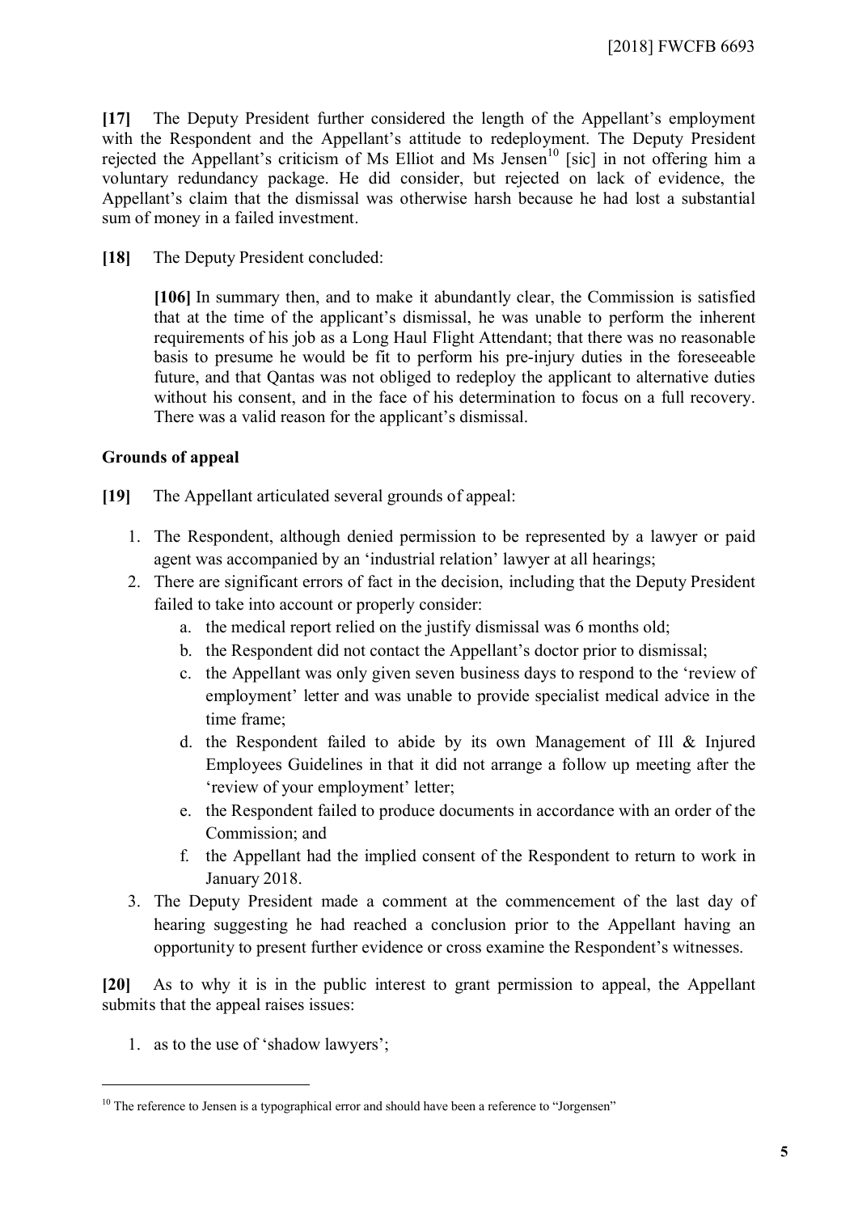**[17]** The Deputy President further considered the length of the Appellant's employment with the Respondent and the Appellant's attitude to redeployment. The Deputy President rejected the Appellant's criticism of Ms Elliot and Ms Jensen[10] [sic] in not offering him a voluntary redundancy package. He did consider, but rejected on lack of evidence, the Appellant's claim that the dismissal was otherwise harsh because he had lost a substantial sum of money in a failed investment.

**[18]** The Deputy President concluded:

> **[106]** In summary then, and to make it abundantly clear, the Commission is satisfied that at the time of the applicant's dismissal, he was unable to perform the inherent requirements of his job as a Long Haul Flight Attendant; that there was no reasonable basis to presume he would be fit to perform his pre-injury duties in the foreseeable future, and that Qantas was not obliged to redeploy the applicant to alternative duties without his consent, and in the face of his determination to focus on a full recovery. There was a valid reason for the applicant's dismissal.

**Grounds of appeal**

**[19]** The Appellant articulated several grounds of appeal:

1. The Respondent, although denied permission to be represented by a lawyer or paid agent was accompanied by an 'industrial relation' lawyer at all hearings;
2. There are significant errors of fact in the decision, including that the Deputy President failed to take into account or properly consider:
   a. the medical report relied on the justify dismissal was 6 months old;
   b. the Respondent did not contact the Appellant's doctor prior to dismissal;
   c. the Appellant was only given seven business days to respond to the 'review of employment' letter and was unable to provide specialist medical advice in the time frame;
   d. the Respondent failed to abide by its own Management of Ill & Injured Employees Guidelines in that it did not arrange a follow up meeting after the 'review of your employment' letter;
   e. the Respondent failed to produce documents in accordance with an order of the Commission; and
   f. the Appellant had the implied consent of the Respondent to return to work in January 2018.
3. The Deputy President made a comment at the commencement of the last day of hearing suggesting he had reached a conclusion prior to the Appellant having an opportunity to present further evidence or cross examine the Respondent's witnesses.

**[20]** As to why it is in the public interest to grant permission to appeal, the Appellant submits that the appeal raises issues:

1. as to the use of 'shadow lawyers';

---

[10] The reference to Jensen is a typographical error and should have been a reference to "Jorgensen"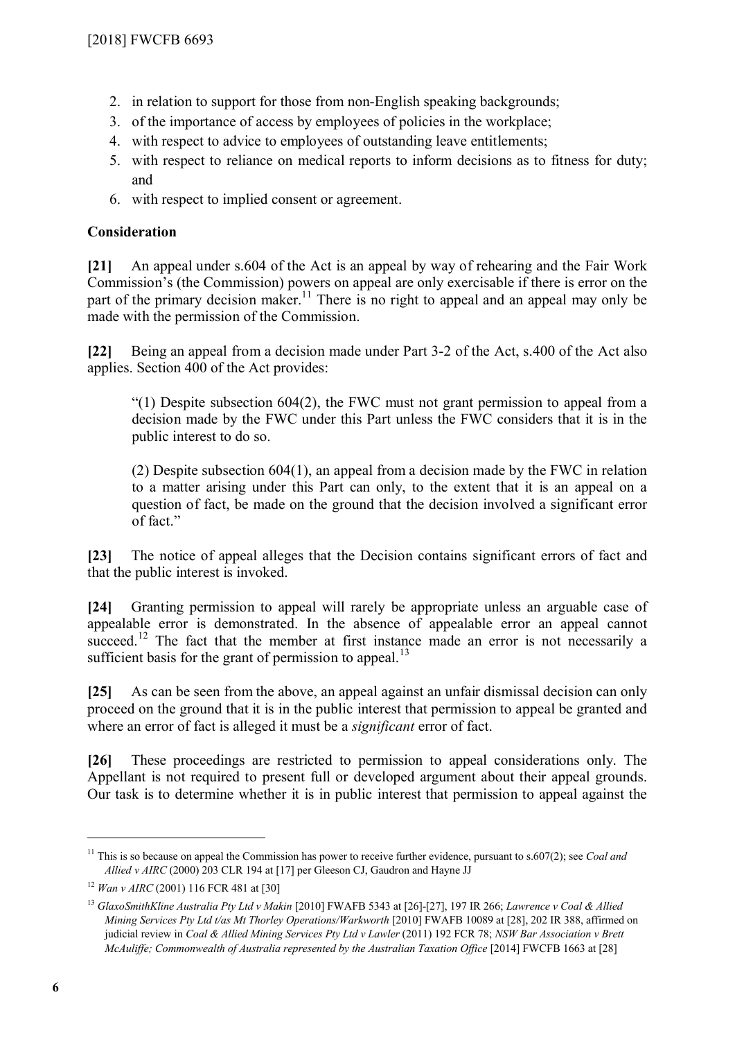2. in relation to support for those from non-English speaking backgrounds;
3. of the importance of access by employees of policies in the workplace;
4. with respect to advice to employees of outstanding leave entitlements;
5. with respect to reliance on medical reports to inform decisions as to fitness for duty; and
6. with respect to implied consent or agreement.

**Consideration**

**[21]** An appeal under s.604 of the Act is an appeal by way of rehearing and the Fair Work Commission's (the Commission) powers on appeal are only exercisable if there is error on the part of the primary decision maker.[11] There is no right to appeal and an appeal may only be made with the permission of the Commission.

**[22]** Being an appeal from a decision made under Part 3-2 of the Act, s.400 of the Act also applies. Section 400 of the Act provides:

> "(1) Despite subsection 604(2), the FWC must not grant permission to appeal from a decision made by the FWC under this Part unless the FWC considers that it is in the public interest to do so.
>
> (2) Despite subsection 604(1), an appeal from a decision made by the FWC in relation to a matter arising under this Part can only, to the extent that it is an appeal on a question of fact, be made on the ground that the decision involved a significant error of fact."

**[23]** The notice of appeal alleges that the Decision contains significant errors of fact and that the public interest is invoked.

**[24]** Granting permission to appeal will rarely be appropriate unless an arguable case of appealable error is demonstrated. In the absence of appealable error an appeal cannot succeed.[12] The fact that the member at first instance made an error is not necessarily a sufficient basis for the grant of permission to appeal.[13]

**[25]** As can be seen from the above, an appeal against an unfair dismissal decision can only proceed on the ground that it is in the public interest that permission to appeal be granted and where an error of fact is alleged it must be a *significant* error of fact.

**[26]** These proceedings are restricted to permission to appeal considerations only. The Appellant is not required to present full or developed argument about their appeal grounds. Our task is to determine whether it is in public interest that permission to appeal against the

---

[11] This is so because on appeal the Commission has power to receive further evidence, pursuant to s.607(2); see *Coal and Allied v AIRC* (2000) 203 CLR 194 at [17] per Gleeson CJ, Gaudron and Hayne JJ

[12] *Wan v AIRC* (2001) 116 FCR 481 at [30]

[13] *GlaxoSmithKline Australia Pty Ltd v Makin* [2010] FWAFB 5343 at [26]-[27], 197 IR 266; *Lawrence v Coal & Allied Mining Services Pty Ltd t/as Mt Thorley Operations/Warkworth* [2010] FWAFB 10089 at [28], 202 IR 388, affirmed on judicial review in *Coal & Allied Mining Services Pty Ltd v Lawler* (2011) 192 FCR 78; *NSW Bar Association v Brett McAuliffe; Commonwealth of Australia represented by the Australian Taxation Office* [2014] FWCFB 1663 at [28]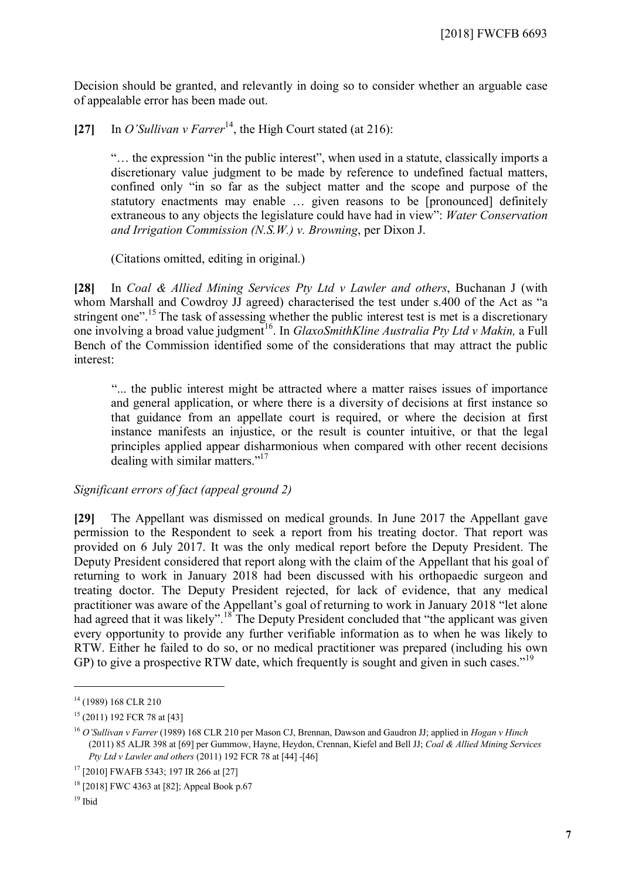Decision should be granted, and relevantly in doing so to consider whether an arguable case of appealable error has been made out.

**[27]** In *O'Sullivan v Farrer*[14], the High Court stated (at 216):

> "… the expression "in the public interest", when used in a statute, classically imports a discretionary value judgment to be made by reference to undefined factual matters, confined only "in so far as the subject matter and the scope and purpose of the statutory enactments may enable … given reasons to be [pronounced] definitely extraneous to any objects the legislature could have had in view": *Water Conservation and Irrigation Commission (N.S.W.) v. Browning*, per Dixon J.
>
> (Citations omitted, editing in original.)

**[28]** In *Coal & Allied Mining Services Pty Ltd v Lawler and others*, Buchanan J (with whom Marshall and Cowdroy JJ agreed) characterised the test under s.400 of the Act as "a stringent one".[15] The task of assessing whether the public interest test is met is a discretionary one involving a broad value judgment[16]. In *GlaxoSmithKline Australia Pty Ltd v Makin,* a Full Bench of the Commission identified some of the considerations that may attract the public interest:

> "... the public interest might be attracted where a matter raises issues of importance and general application, or where there is a diversity of decisions at first instance so that guidance from an appellate court is required, or where the decision at first instance manifests an injustice, or the result is counter intuitive, or that the legal principles applied appear disharmonious when compared with other recent decisions dealing with similar matters."[17]

*Significant errors of fact (appeal ground 2)*

**[29]** The Appellant was dismissed on medical grounds. In June 2017 the Appellant gave permission to the Respondent to seek a report from his treating doctor. That report was provided on 6 July 2017. It was the only medical report before the Deputy President. The Deputy President considered that report along with the claim of the Appellant that his goal of returning to work in January 2018 had been discussed with his orthopaedic surgeon and treating doctor. The Deputy President rejected, for lack of evidence, that any medical practitioner was aware of the Appellant's goal of returning to work in January 2018 "let alone had agreed that it was likely".[18] The Deputy President concluded that "the applicant was given every opportunity to provide any further verifiable information as to when he was likely to RTW. Either he failed to do so, or no medical practitioner was prepared (including his own GP) to give a prospective RTW date, which frequently is sought and given in such cases."[19]

---

[14] (1989) 168 CLR 210

[15] (2011) 192 FCR 78 at [43]

[16] *O'Sullivan v Farrer* (1989) 168 CLR 210 per Mason CJ, Brennan, Dawson and Gaudron JJ; applied in *Hogan v Hinch* (2011) 85 ALJR 398 at [69] per Gummow, Hayne, Heydon, Crennan, Kiefel and Bell JJ; *Coal & Allied Mining Services Pty Ltd v Lawler and others* (2011) 192 FCR 78 at [44] -[46]

[17] [2010] FWAFB 5343; 197 IR 266 at [27]

[18] [2018] FWC 4363 at [82]; Appeal Book p.67

[19] Ibid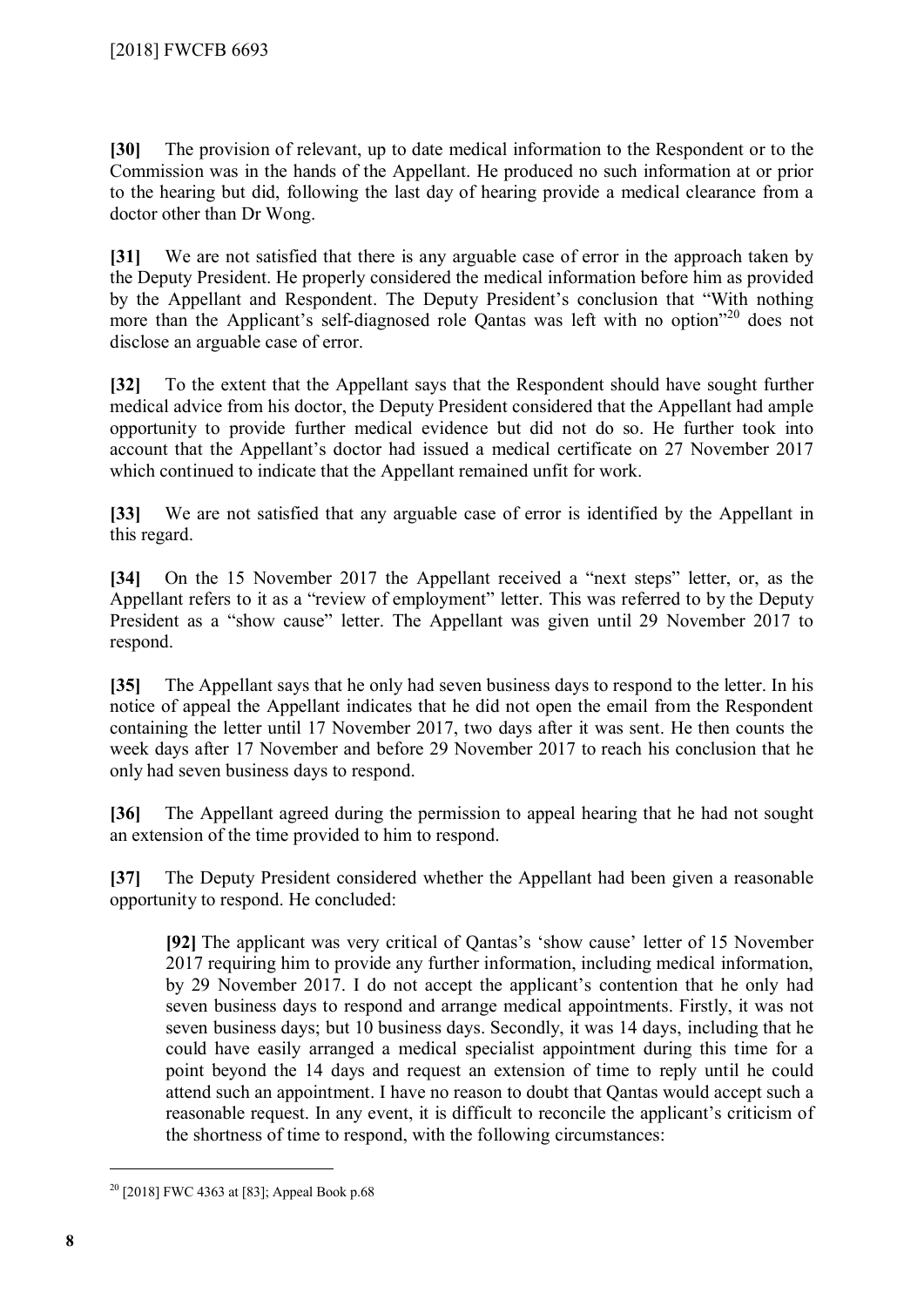**[30]** The provision of relevant, up to date medical information to the Respondent or to the Commission was in the hands of the Appellant. He produced no such information at or prior to the hearing but did, following the last day of hearing provide a medical clearance from a doctor other than Dr Wong.

**[31]** We are not satisfied that there is any arguable case of error in the approach taken by the Deputy President. He properly considered the medical information before him as provided by the Appellant and Respondent. The Deputy President's conclusion that "With nothing more than the Applicant's self-diagnosed role Qantas was left with no option"[20] does not disclose an arguable case of error.

**[32]** To the extent that the Appellant says that the Respondent should have sought further medical advice from his doctor, the Deputy President considered that the Appellant had ample opportunity to provide further medical evidence but did not do so. He further took into account that the Appellant's doctor had issued a medical certificate on 27 November 2017 which continued to indicate that the Appellant remained unfit for work.

**[33]** We are not satisfied that any arguable case of error is identified by the Appellant in this regard.

**[34]** On the 15 November 2017 the Appellant received a "next steps" letter, or, as the Appellant refers to it as a "review of employment" letter. This was referred to by the Deputy President as a "show cause" letter. The Appellant was given until 29 November 2017 to respond.

**[35]** The Appellant says that he only had seven business days to respond to the letter. In his notice of appeal the Appellant indicates that he did not open the email from the Respondent containing the letter until 17 November 2017, two days after it was sent. He then counts the week days after 17 November and before 29 November 2017 to reach his conclusion that he only had seven business days to respond.

**[36]** The Appellant agreed during the permission to appeal hearing that he had not sought an extension of the time provided to him to respond.

**[37]** The Deputy President considered whether the Appellant had been given a reasonable opportunity to respond. He concluded:

> **[92]** The applicant was very critical of Qantas's 'show cause' letter of 15 November 2017 requiring him to provide any further information, including medical information, by 29 November 2017. I do not accept the applicant's contention that he only had seven business days to respond and arrange medical appointments. Firstly, it was not seven business days; but 10 business days. Secondly, it was 14 days, including that he could have easily arranged a medical specialist appointment during this time for a point beyond the 14 days and request an extension of time to reply until he could attend such an appointment. I have no reason to doubt that Qantas would accept such a reasonable request. In any event, it is difficult to reconcile the applicant's criticism of the shortness of time to respond, with the following circumstances:

---

[20] [2018] FWC 4363 at [83]; Appeal Book p.68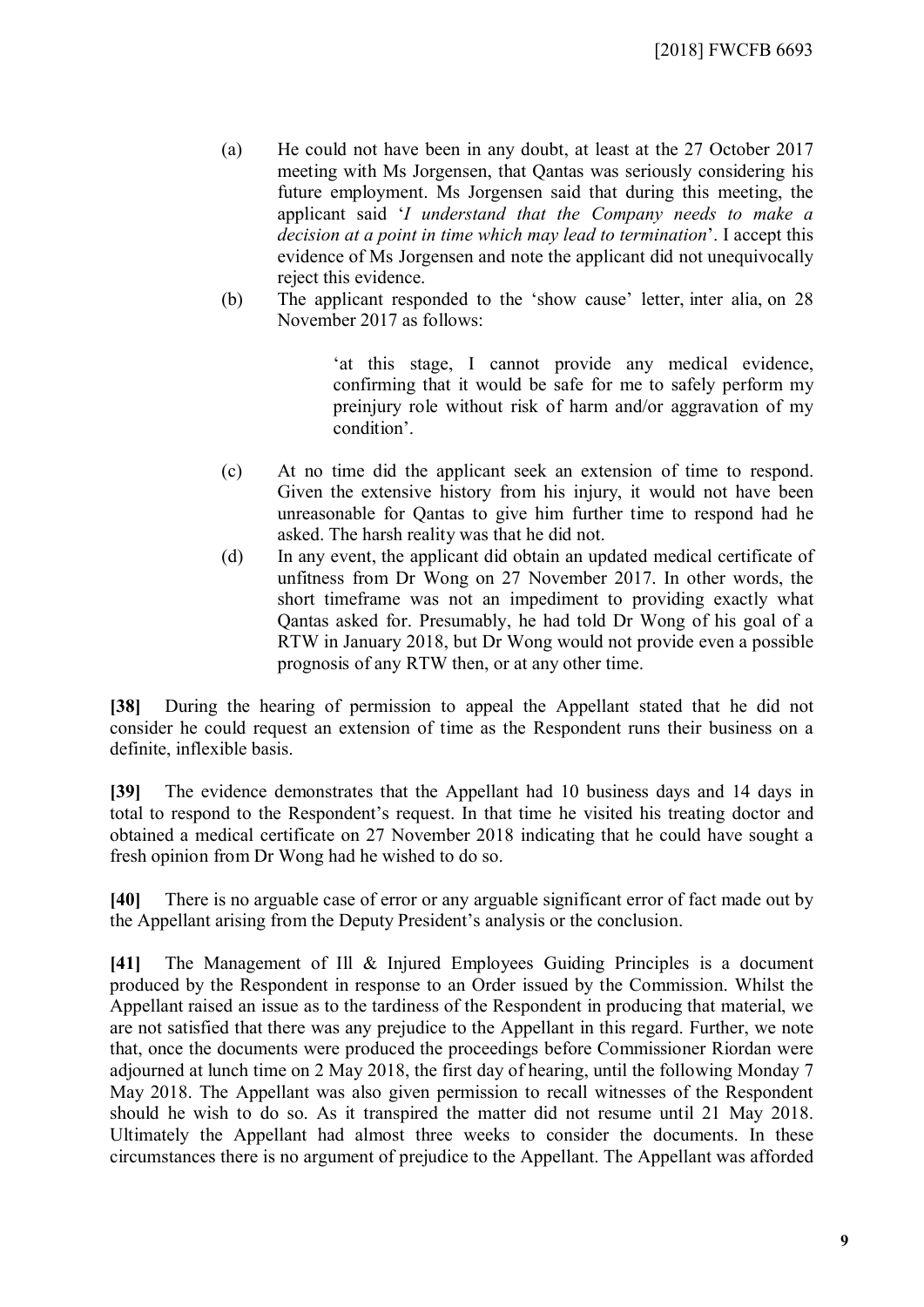(a) He could not have been in any doubt, at least at the 27 October 2017 meeting with Ms Jorgensen, that Qantas was seriously considering his future employment. Ms Jorgensen said that during this meeting, the applicant said '*I understand that the Company needs to make a decision at a point in time which may lead to termination*'. I accept this evidence of Ms Jorgensen and note the applicant did not unequivocally reject this evidence.

(b) The applicant responded to the 'show cause' letter, inter alia, on 28 November 2017 as follows:

> 'at this stage, I cannot provide any medical evidence, confirming that it would be safe for me to safely perform my preinjury role without risk of harm and/or aggravation of my condition'.

(c) At no time did the applicant seek an extension of time to respond. Given the extensive history from his injury, it would not have been unreasonable for Qantas to give him further time to respond had he asked. The harsh reality was that he did not.

(d) In any event, the applicant did obtain an updated medical certificate of unfitness from Dr Wong on 27 November 2017. In other words, the short timeframe was not an impediment to providing exactly what Qantas asked for. Presumably, he had told Dr Wong of his goal of a RTW in January 2018, but Dr Wong would not provide even a possible prognosis of any RTW then, or at any other time.

**[38]** During the hearing of permission to appeal the Appellant stated that he did not consider he could request an extension of time as the Respondent runs their business on a definite, inflexible basis.

**[39]** The evidence demonstrates that the Appellant had 10 business days and 14 days in total to respond to the Respondent's request. In that time he visited his treating doctor and obtained a medical certificate on 27 November 2018 indicating that he could have sought a fresh opinion from Dr Wong had he wished to do so.

**[40]** There is no arguable case of error or any arguable significant error of fact made out by the Appellant arising from the Deputy President's analysis or the conclusion.

**[41]** The Management of Ill & Injured Employees Guiding Principles is a document produced by the Respondent in response to an Order issued by the Commission. Whilst the Appellant raised an issue as to the tardiness of the Respondent in producing that material, we are not satisfied that there was any prejudice to the Appellant in this regard. Further, we note that, once the documents were produced the proceedings before Commissioner Riordan were adjourned at lunch time on 2 May 2018, the first day of hearing, until the following Monday 7 May 2018. The Appellant was also given permission to recall witnesses of the Respondent should he wish to do so. As it transpired the matter did not resume until 21 May 2018. Ultimately the Appellant had almost three weeks to consider the documents. In these circumstances there is no argument of prejudice to the Appellant. The Appellant was afforded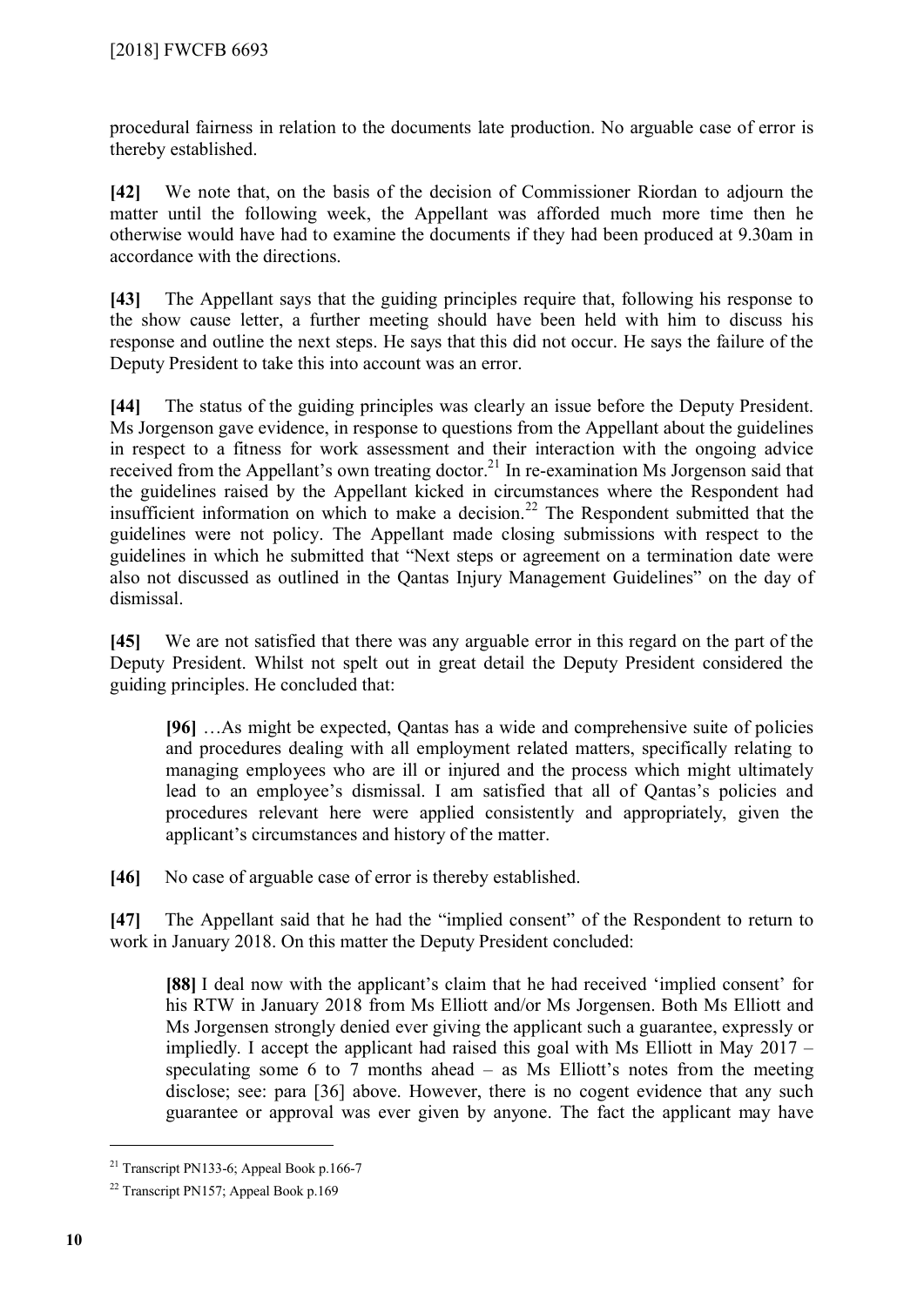procedural fairness in relation to the documents late production. No arguable case of error is thereby established.

**[42]** We note that, on the basis of the decision of Commissioner Riordan to adjourn the matter until the following week, the Appellant was afforded much more time then he otherwise would have had to examine the documents if they had been produced at 9.30am in accordance with the directions.

**[43]** The Appellant says that the guiding principles require that, following his response to the show cause letter, a further meeting should have been held with him to discuss his response and outline the next steps. He says that this did not occur. He says the failure of the Deputy President to take this into account was an error.

**[44]** The status of the guiding principles was clearly an issue before the Deputy President. Ms Jorgenson gave evidence, in response to questions from the Appellant about the guidelines in respect to a fitness for work assessment and their interaction with the ongoing advice received from the Appellant's own treating doctor.[21] In re-examination Ms Jorgenson said that the guidelines raised by the Appellant kicked in circumstances where the Respondent had insufficient information on which to make a decision.[22] The Respondent submitted that the guidelines were not policy. The Appellant made closing submissions with respect to the guidelines in which he submitted that "Next steps or agreement on a termination date were also not discussed as outlined in the Qantas Injury Management Guidelines" on the day of dismissal.

**[45]** We are not satisfied that there was any arguable error in this regard on the part of the Deputy President. Whilst not spelt out in great detail the Deputy President considered the guiding principles. He concluded that:

> **[96]** …As might be expected, Qantas has a wide and comprehensive suite of policies and procedures dealing with all employment related matters, specifically relating to managing employees who are ill or injured and the process which might ultimately lead to an employee's dismissal. I am satisfied that all of Qantas's policies and procedures relevant here were applied consistently and appropriately, given the applicant's circumstances and history of the matter.

**[46]** No case of arguable case of error is thereby established.

**[47]** The Appellant said that he had the "implied consent" of the Respondent to return to work in January 2018. On this matter the Deputy President concluded:

> **[88]** I deal now with the applicant's claim that he had received 'implied consent' for his RTW in January 2018 from Ms Elliott and/or Ms Jorgensen. Both Ms Elliott and Ms Jorgensen strongly denied ever giving the applicant such a guarantee, expressly or impliedly. I accept the applicant had raised this goal with Ms Elliott in May 2017 – speculating some 6 to 7 months ahead – as Ms Elliott's notes from the meeting disclose; see: para [36] above. However, there is no cogent evidence that any such guarantee or approval was ever given by anyone. The fact the applicant may have

---

[21] Transcript PN133-6; Appeal Book p.166-7

[22] Transcript PN157; Appeal Book p.169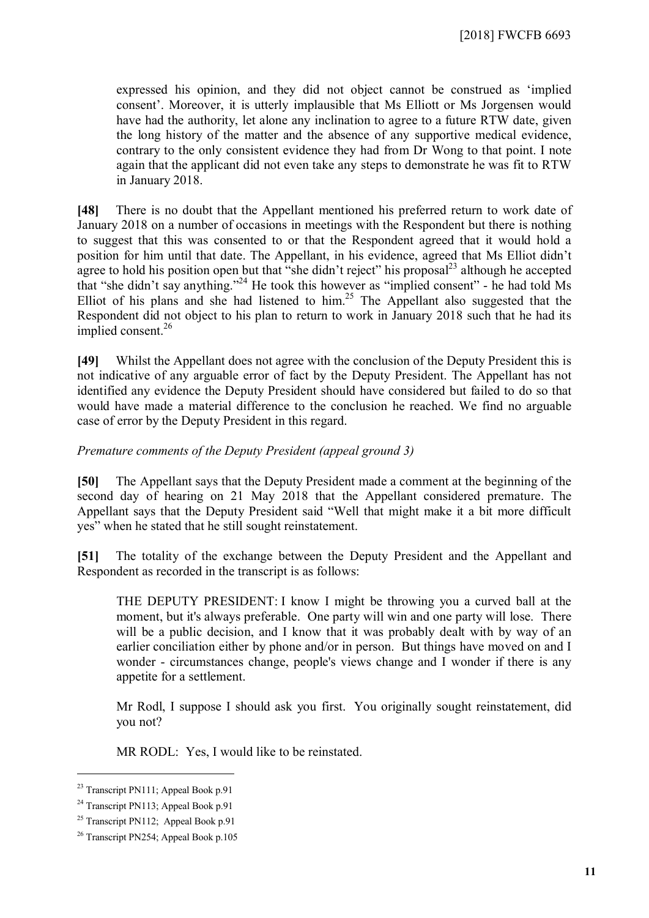expressed his opinion, and they did not object cannot be construed as 'implied consent'. Moreover, it is utterly implausible that Ms Elliott or Ms Jorgensen would have had the authority, let alone any inclination to agree to a future RTW date, given the long history of the matter and the absence of any supportive medical evidence, contrary to the only consistent evidence they had from Dr Wong to that point. I note again that the applicant did not even take any steps to demonstrate he was fit to RTW in January 2018.

**[48]** There is no doubt that the Appellant mentioned his preferred return to work date of January 2018 on a number of occasions in meetings with the Respondent but there is nothing to suggest that this was consented to or that the Respondent agreed that it would hold a position for him until that date. The Appellant, in his evidence, agreed that Ms Elliot didn't agree to hold his position open but that "she didn't reject" his proposal[23] although he accepted that "she didn't say anything."[24] He took this however as "implied consent" - he had told Ms Elliot of his plans and she had listened to him.[25] The Appellant also suggested that the Respondent did not object to his plan to return to work in January 2018 such that he had its implied consent.[26]

**[49]** Whilst the Appellant does not agree with the conclusion of the Deputy President this is not indicative of any arguable error of fact by the Deputy President. The Appellant has not identified any evidence the Deputy President should have considered but failed to do so that would have made a material difference to the conclusion he reached. We find no arguable case of error by the Deputy President in this regard.

*Premature comments of the Deputy President (appeal ground 3)*

**[50]** The Appellant says that the Deputy President made a comment at the beginning of the second day of hearing on 21 May 2018 that the Appellant considered premature. The Appellant says that the Deputy President said "Well that might make it a bit more difficult yes" when he stated that he still sought reinstatement.

**[51]** The totality of the exchange between the Deputy President and the Appellant and Respondent as recorded in the transcript is as follows:

> THE DEPUTY PRESIDENT: I know I might be throwing you a curved ball at the moment, but it's always preferable. One party will win and one party will lose. There will be a public decision, and I know that it was probably dealt with by way of an earlier conciliation either by phone and/or in person. But things have moved on and I wonder - circumstances change, people's views change and I wonder if there is any appetite for a settlement.
>
> Mr Rodl, I suppose I should ask you first. You originally sought reinstatement, did you not?
>
> MR RODL: Yes, I would like to be reinstated.

---

[23] Transcript PN111; Appeal Book p.91

[24] Transcript PN113; Appeal Book p.91

[25] Transcript PN112; Appeal Book p.91

[26] Transcript PN254; Appeal Book p.105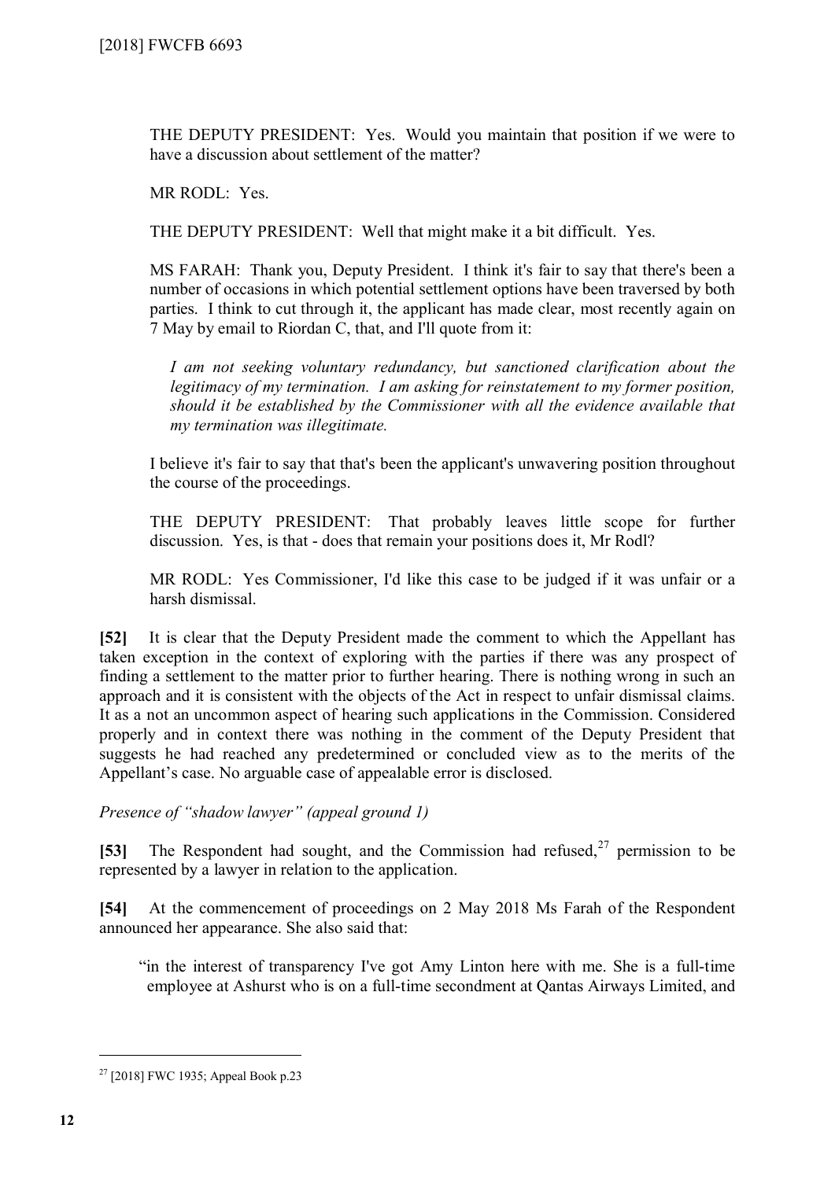THE DEPUTY PRESIDENT: Yes. Would you maintain that position if we were to have a discussion about settlement of the matter?

MR RODL: Yes.

THE DEPUTY PRESIDENT: Well that might make it a bit difficult. Yes.

MS FARAH: Thank you, Deputy President. I think it's fair to say that there's been a number of occasions in which potential settlement options have been traversed by both parties. I think to cut through it, the applicant has made clear, most recently again on 7 May by email to Riordan C, that, and I'll quote from it:

> *I am not seeking voluntary redundancy, but sanctioned clarification about the legitimacy of my termination. I am asking for reinstatement to my former position, should it be established by the Commissioner with all the evidence available that my termination was illegitimate.*

I believe it's fair to say that that's been the applicant's unwavering position throughout the course of the proceedings.

THE DEPUTY PRESIDENT: That probably leaves little scope for further discussion. Yes, is that - does that remain your positions does it, Mr Rodl?

MR RODL: Yes Commissioner, I'd like this case to be judged if it was unfair or a harsh dismissal.

**[52]** It is clear that the Deputy President made the comment to which the Appellant has taken exception in the context of exploring with the parties if there was any prospect of finding a settlement to the matter prior to further hearing. There is nothing wrong in such an approach and it is consistent with the objects of the Act in respect to unfair dismissal claims. It as a not an uncommon aspect of hearing such applications in the Commission. Considered properly and in context there was nothing in the comment of the Deputy President that suggests he had reached any predetermined or concluded view as to the merits of the Appellant's case. No arguable case of appealable error is disclosed.

*Presence of "shadow lawyer" (appeal ground 1)*

**[53]** The Respondent had sought, and the Commission had refused,[27] permission to be represented by a lawyer in relation to the application.

**[54]** At the commencement of proceedings on 2 May 2018 Ms Farah of the Respondent announced her appearance. She also said that:

"in the interest of transparency I've got Amy Linton here with me. She is a full-time employee at Ashurst who is on a full-time secondment at Qantas Airways Limited, and

---

[27] [2018] FWC 1935; Appeal Book p.23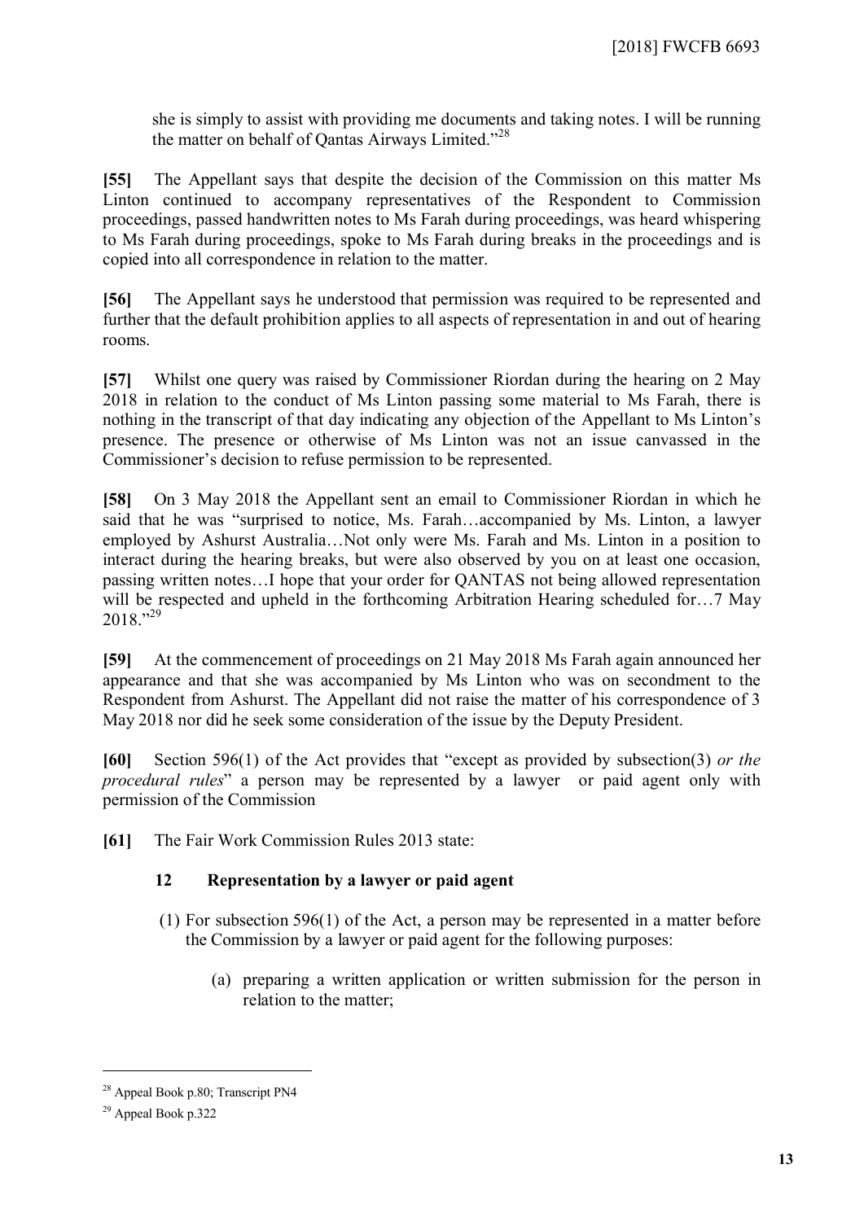she is simply to assist with providing me documents and taking notes. I will be running the matter on behalf of Qantas Airways Limited."[28]

**[55]** The Appellant says that despite the decision of the Commission on this matter Ms Linton continued to accompany representatives of the Respondent to Commission proceedings, passed handwritten notes to Ms Farah during proceedings, was heard whispering to Ms Farah during proceedings, spoke to Ms Farah during breaks in the proceedings and is copied into all correspondence in relation to the matter.

**[56]** The Appellant says he understood that permission was required to be represented and further that the default prohibition applies to all aspects of representation in and out of hearing rooms.

**[57]** Whilst one query was raised by Commissioner Riordan during the hearing on 2 May 2018 in relation to the conduct of Ms Linton passing some material to Ms Farah, there is nothing in the transcript of that day indicating any objection of the Appellant to Ms Linton's presence. The presence or otherwise of Ms Linton was not an issue canvassed in the Commissioner's decision to refuse permission to be represented.

**[58]** On 3 May 2018 the Appellant sent an email to Commissioner Riordan in which he said that he was "surprised to notice, Ms. Farah…accompanied by Ms. Linton, a lawyer employed by Ashurst Australia…Not only were Ms. Farah and Ms. Linton in a position to interact during the hearing breaks, but were also observed by you on at least one occasion, passing written notes…I hope that your order for QANTAS not being allowed representation will be respected and upheld in the forthcoming Arbitration Hearing scheduled for…7 May 2018."[29]

**[59]** At the commencement of proceedings on 21 May 2018 Ms Farah again announced her appearance and that she was accompanied by Ms Linton who was on secondment to the Respondent from Ashurst. The Appellant did not raise the matter of his correspondence of 3 May 2018 nor did he seek some consideration of the issue by the Deputy President.

**[60]** Section 596(1) of the Act provides that "except as provided by subsection(3) *or the procedural rules*" a person may be represented by a lawyer or paid agent only with permission of the Commission

**[61]** The Fair Work Commission Rules 2013 state:

> **12 Representation by a lawyer or paid agent**
>
> (1) For subsection 596(1) of the Act, a person may be represented in a matter before the Commission by a lawyer or paid agent for the following purposes:
>
> (a) preparing a written application or written submission for the person in relation to the matter;

---

[28] Appeal Book p.80; Transcript PN4

[29] Appeal Book p.322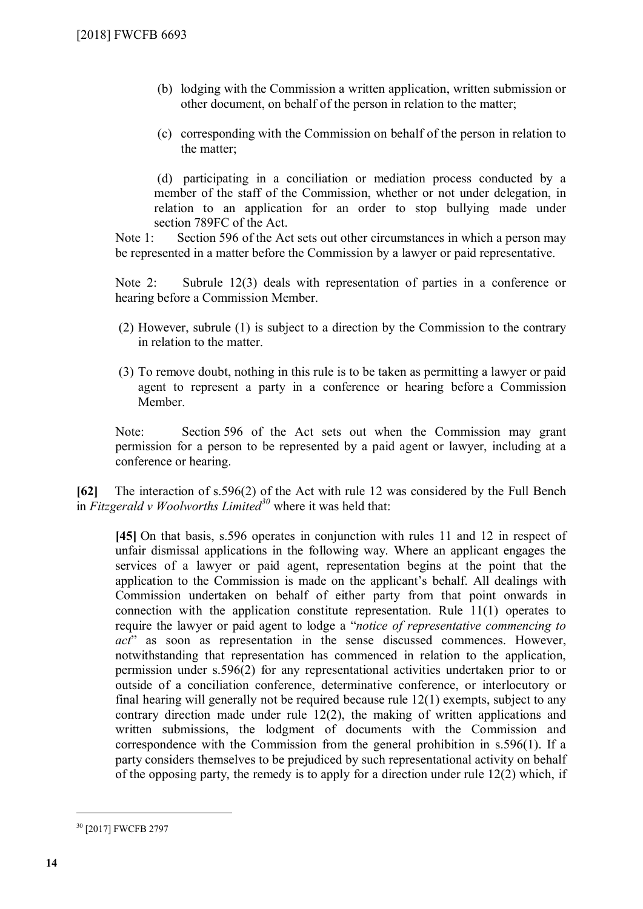(b) lodging with the Commission a written application, written submission or other document, on behalf of the person in relation to the matter;

(c) corresponding with the Commission on behalf of the person in relation to the matter;

(d) participating in a conciliation or mediation process conducted by a member of the staff of the Commission, whether or not under delegation, in relation to an application for an order to stop bullying made under section 789FC of the Act.

Note 1: Section 596 of the Act sets out other circumstances in which a person may be represented in a matter before the Commission by a lawyer or paid representative.

Note 2: Subrule 12(3) deals with representation of parties in a conference or hearing before a Commission Member.

(2) However, subrule (1) is subject to a direction by the Commission to the contrary in relation to the matter.

(3) To remove doubt, nothing in this rule is to be taken as permitting a lawyer or paid agent to represent a party in a conference or hearing before a Commission Member.

Note: Section 596 of the Act sets out when the Commission may grant permission for a person to be represented by a paid agent or lawyer, including at a conference or hearing.

**[62]** The interaction of s.596(2) of the Act with rule 12 was considered by the Full Bench in *Fitzgerald v Woolworths Limited*[30] where it was held that:

> **[45]** On that basis, s.596 operates in conjunction with rules 11 and 12 in respect of unfair dismissal applications in the following way. Where an applicant engages the services of a lawyer or paid agent, representation begins at the point that the application to the Commission is made on the applicant's behalf. All dealings with Commission undertaken on behalf of either party from that point onwards in connection with the application constitute representation. Rule 11(1) operates to require the lawyer or paid agent to lodge a "*notice of representative commencing to act*" as soon as representation in the sense discussed commences. However, notwithstanding that representation has commenced in relation to the application, permission under s.596(2) for any representational activities undertaken prior to or outside of a conciliation conference, determinative conference, or interlocutory or final hearing will generally not be required because rule 12(1) exempts, subject to any contrary direction made under rule 12(2), the making of written applications and written submissions, the lodgment of documents with the Commission and correspondence with the Commission from the general prohibition in s.596(1). If a party considers themselves to be prejudiced by such representational activity on behalf of the opposing party, the remedy is to apply for a direction under rule 12(2) which, if

---

[30] [2017] FWCFB 2797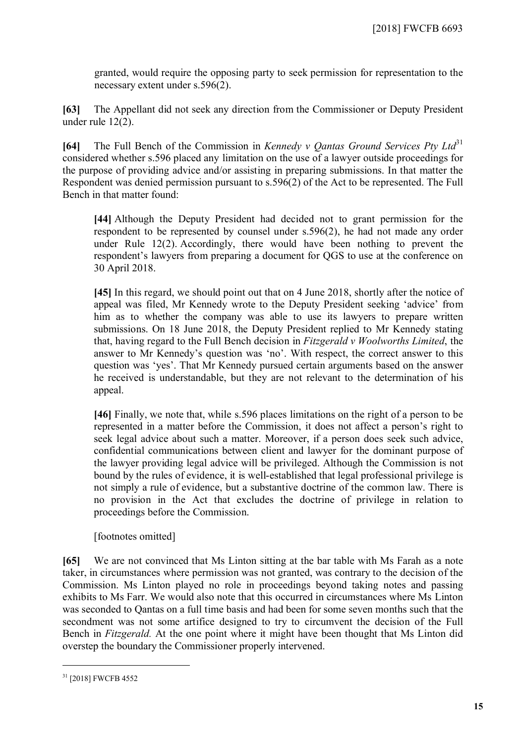granted, would require the opposing party to seek permission for representation to the necessary extent under s.596(2).

**[63]** The Appellant did not seek any direction from the Commissioner or Deputy President under rule 12(2).

**[64]** The Full Bench of the Commission in *Kennedy v Qantas Ground Services Pty Ltd*[31] considered whether s.596 placed any limitation on the use of a lawyer outside proceedings for the purpose of providing advice and/or assisting in preparing submissions. In that matter the Respondent was denied permission pursuant to s.596(2) of the Act to be represented. The Full Bench in that matter found:

> **[44]** Although the Deputy President had decided not to grant permission for the respondent to be represented by counsel under s.596(2), he had not made any order under Rule 12(2). Accordingly, there would have been nothing to prevent the respondent's lawyers from preparing a document for QGS to use at the conference on 30 April 2018.
>
> **[45]** In this regard, we should point out that on 4 June 2018, shortly after the notice of appeal was filed, Mr Kennedy wrote to the Deputy President seeking 'advice' from him as to whether the company was able to use its lawyers to prepare written submissions. On 18 June 2018, the Deputy President replied to Mr Kennedy stating that, having regard to the Full Bench decision in *Fitzgerald v Woolworths Limited*, the answer to Mr Kennedy's question was 'no'. With respect, the correct answer to this question was 'yes'. That Mr Kennedy pursued certain arguments based on the answer he received is understandable, but they are not relevant to the determination of his appeal.
>
> **[46]** Finally, we note that, while s.596 places limitations on the right of a person to be represented in a matter before the Commission, it does not affect a person's right to seek legal advice about such a matter. Moreover, if a person does seek such advice, confidential communications between client and lawyer for the dominant purpose of the lawyer providing legal advice will be privileged. Although the Commission is not bound by the rules of evidence, it is well-established that legal professional privilege is not simply a rule of evidence, but a substantive doctrine of the common law. There is no provision in the Act that excludes the doctrine of privilege in relation to proceedings before the Commission.
>
> [footnotes omitted]

**[65]** We are not convinced that Ms Linton sitting at the bar table with Ms Farah as a note taker, in circumstances where permission was not granted, was contrary to the decision of the Commission. Ms Linton played no role in proceedings beyond taking notes and passing exhibits to Ms Farr. We would also note that this occurred in circumstances where Ms Linton was seconded to Qantas on a full time basis and had been for some seven months such that the secondment was not some artifice designed to try to circumvent the decision of the Full Bench in *Fitzgerald.* At the one point where it might have been thought that Ms Linton did overstep the boundary the Commissioner properly intervened.

---

[31] [2018] FWCFB 4552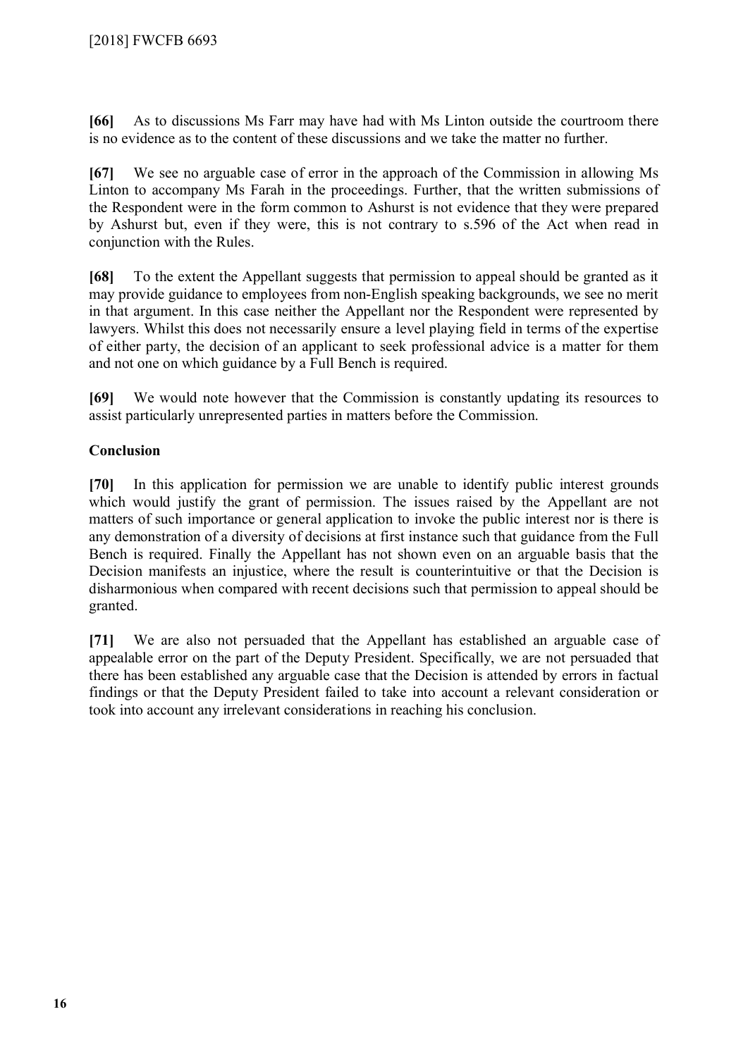**[66]** As to discussions Ms Farr may have had with Ms Linton outside the courtroom there is no evidence as to the content of these discussions and we take the matter no further.

**[67]** We see no arguable case of error in the approach of the Commission in allowing Ms Linton to accompany Ms Farah in the proceedings. Further, that the written submissions of the Respondent were in the form common to Ashurst is not evidence that they were prepared by Ashurst but, even if they were, this is not contrary to s.596 of the Act when read in conjunction with the Rules.

**[68]** To the extent the Appellant suggests that permission to appeal should be granted as it may provide guidance to employees from non-English speaking backgrounds, we see no merit in that argument. In this case neither the Appellant nor the Respondent were represented by lawyers. Whilst this does not necessarily ensure a level playing field in terms of the expertise of either party, the decision of an applicant to seek professional advice is a matter for them and not one on which guidance by a Full Bench is required.

**[69]** We would note however that the Commission is constantly updating its resources to assist particularly unrepresented parties in matters before the Commission.

## Conclusion

**[70]** In this application for permission we are unable to identify public interest grounds which would justify the grant of permission. The issues raised by the Appellant are not matters of such importance or general application to invoke the public interest nor is there is any demonstration of a diversity of decisions at first instance such that guidance from the Full Bench is required. Finally the Appellant has not shown even on an arguable basis that the Decision manifests an injustice, where the result is counterintuitive or that the Decision is disharmonious when compared with recent decisions such that permission to appeal should be granted.

**[71]** We are also not persuaded that the Appellant has established an arguable case of appealable error on the part of the Deputy President. Specifically, we are not persuaded that there has been established any arguable case that the Decision is attended by errors in factual findings or that the Deputy President failed to take into account a relevant consideration or took into account any irrelevant considerations in reaching his conclusion.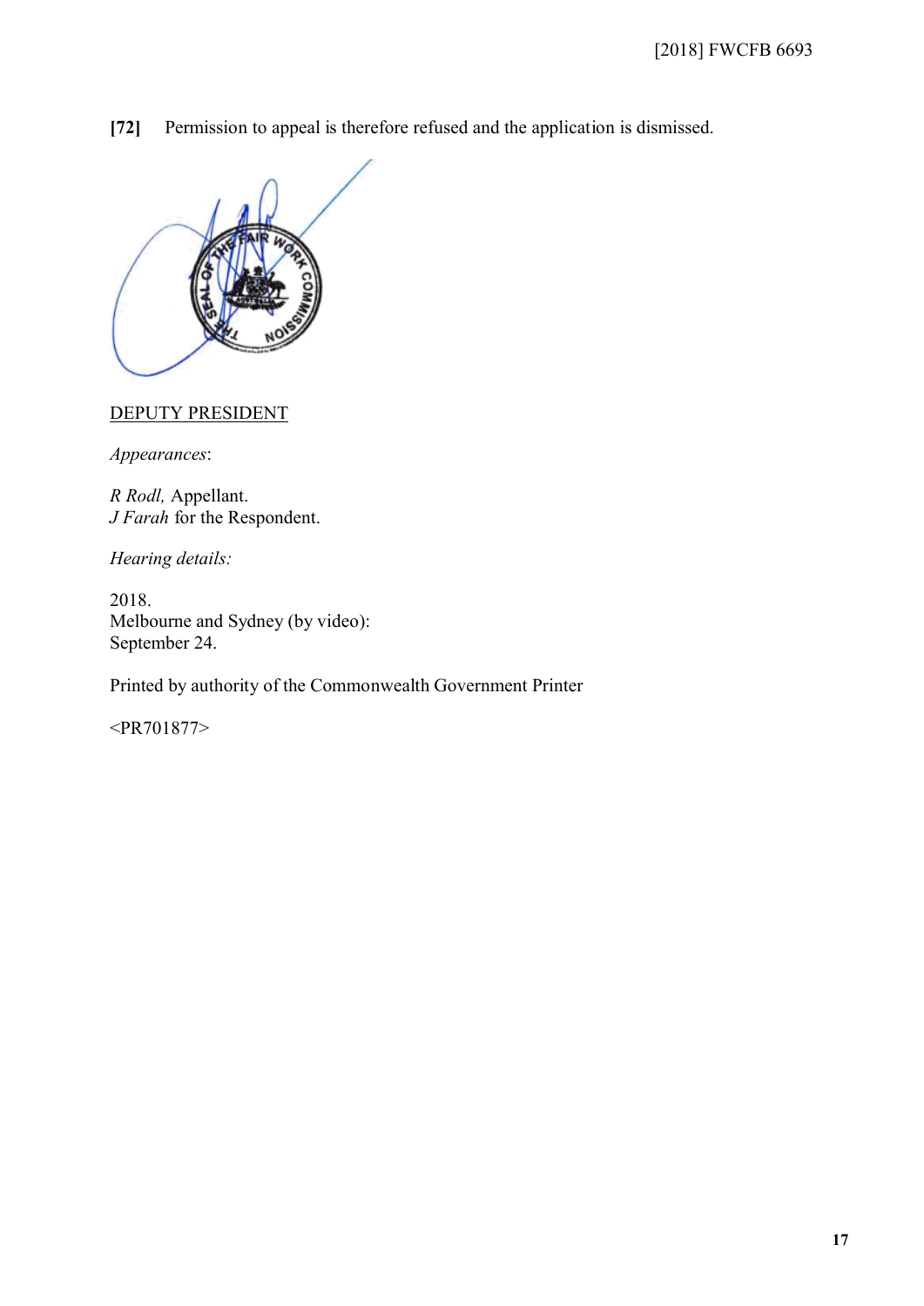**[72]** Permission to appeal is therefore refused and the application is dismissed.

DEPUTY PRESIDENT

*Appearances*:

*R Rodl,* Appellant.
*J Farah* for the Respondent.

*Hearing details:*

2018.
Melbourne and Sydney (by video):
September 24.

Printed by authority of the Commonwealth Government Printer

<PR701877>